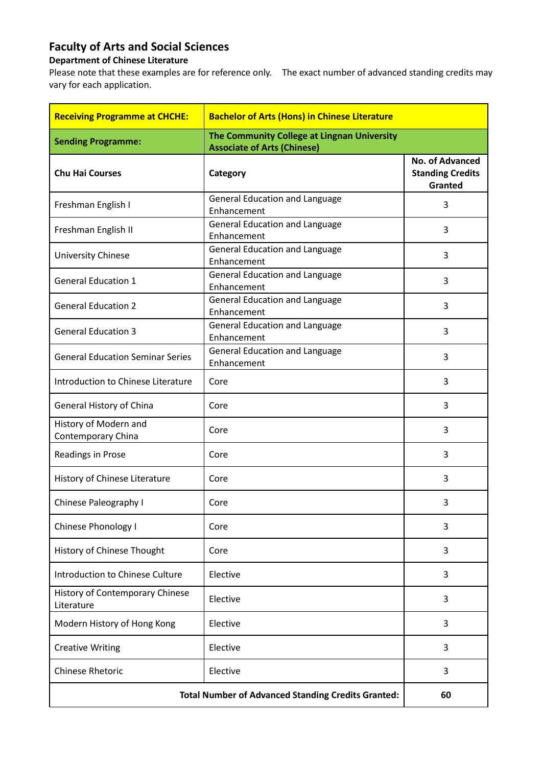## Faculty of Arts and Social Sciences

**Department of Chinese Literature**

Please note that these examples are for reference only. The exact number of advanced standing credits may vary for each application.

| **Receiving Programme at CHCHE:** | **Bachelor of Arts (Hons) in Chinese Literature** | |
|---|---|---|
| **Sending Programme:** | **The Community College at Lingnan University Associate of Arts (Chinese)** | |
| **Chu Hai Courses** | **Category** | **No. of Advanced Standing Credits Granted** |
| Freshman English I | General Education and Language Enhancement | 3 |
| Freshman English II | General Education and Language Enhancement | 3 |
| University Chinese | General Education and Language Enhancement | 3 |
| General Education 1 | General Education and Language Enhancement | 3 |
| General Education 2 | General Education and Language Enhancement | 3 |
| General Education 3 | General Education and Language Enhancement | 3 |
| General Education Seminar Series | General Education and Language Enhancement | 3 |
| Introduction to Chinese Literature | Core | 3 |
| General History of China | Core | 3 |
| History of Modern and Contemporary China | Core | 3 |
| Readings in Prose | Core | 3 |
| History of Chinese Literature | Core | 3 |
| Chinese Paleography I | Core | 3 |
| Chinese Phonology I | Core | 3 |
| History of Chinese Thought | Core | 3 |
| Introduction to Chinese Culture | Elective | 3 |
| History of Contemporary Chinese Literature | Elective | 3 |
| Modern History of Hong Kong | Elective | 3 |
| Creative Writing | Elective | 3 |
| Chinese Rhetoric | Elective | 3 |
| **Total Number of Advanced Standing Credits Granted:** | | **60** |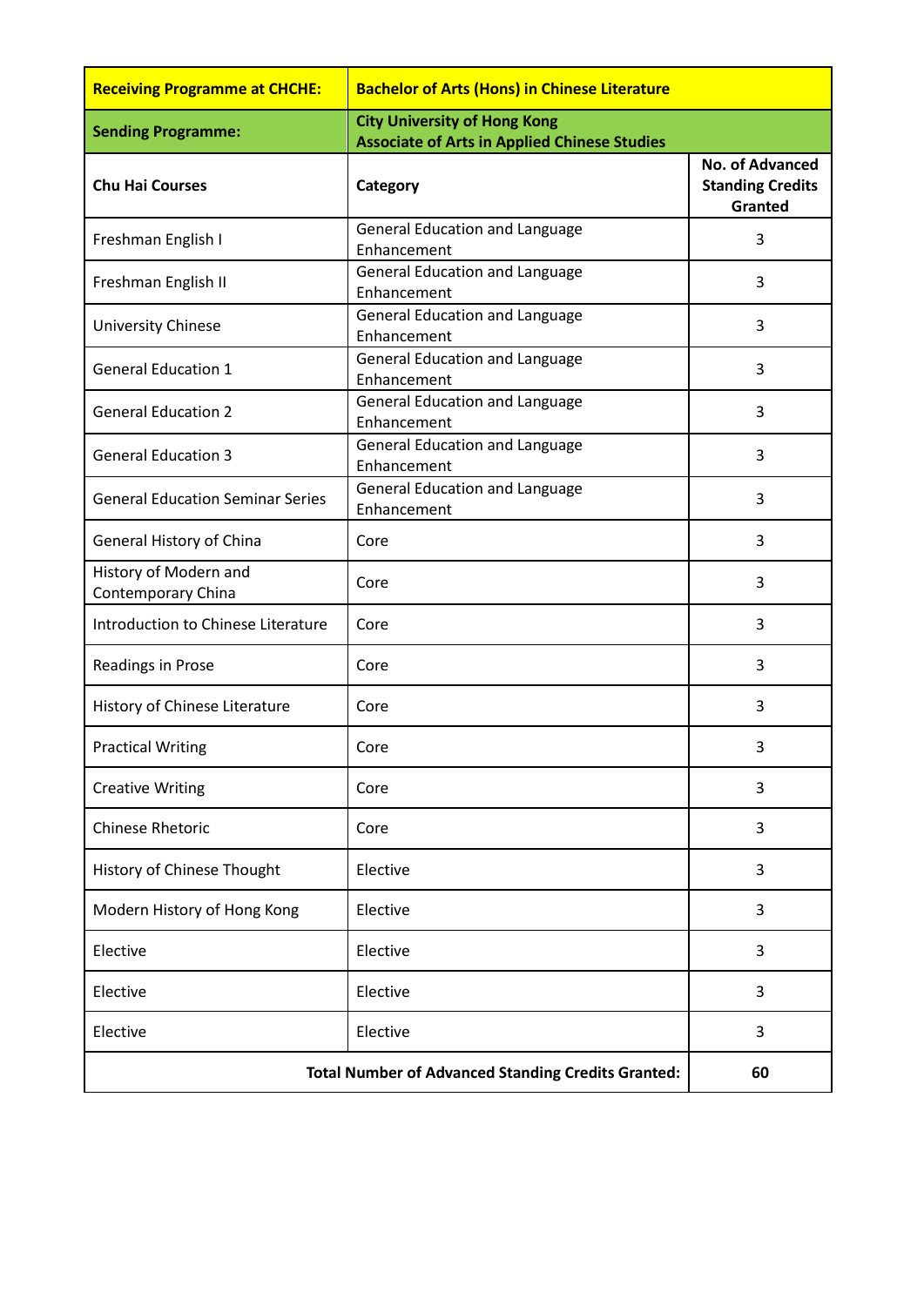| Receiving Programme at CHCHE: | Bachelor of Arts (Hons) in Chinese Literature | |
|---|---|---|
| **Sending Programme:** | **City University of Hong Kong Associate of Arts in Applied Chinese Studies** | |
| **Chu Hai Courses** | **Category** | **No. of Advanced Standing Credits Granted** |
| Freshman English I | General Education and Language Enhancement | 3 |
| Freshman English II | General Education and Language Enhancement | 3 |
| University Chinese | General Education and Language Enhancement | 3 |
| General Education 1 | General Education and Language Enhancement | 3 |
| General Education 2 | General Education and Language Enhancement | 3 |
| General Education 3 | General Education and Language Enhancement | 3 |
| General Education Seminar Series | General Education and Language Enhancement | 3 |
| General History of China | Core | 3 |
| History of Modern and Contemporary China | Core | 3 |
| Introduction to Chinese Literature | Core | 3 |
| Readings in Prose | Core | 3 |
| History of Chinese Literature | Core | 3 |
| Practical Writing | Core | 3 |
| Creative Writing | Core | 3 |
| Chinese Rhetoric | Core | 3 |
| History of Chinese Thought | Elective | 3 |
| Modern History of Hong Kong | Elective | 3 |
| Elective | Elective | 3 |
| Elective | Elective | 3 |
| Elective | Elective | 3 |
| **Total Number of Advanced Standing Credits Granted:** | | **60** |